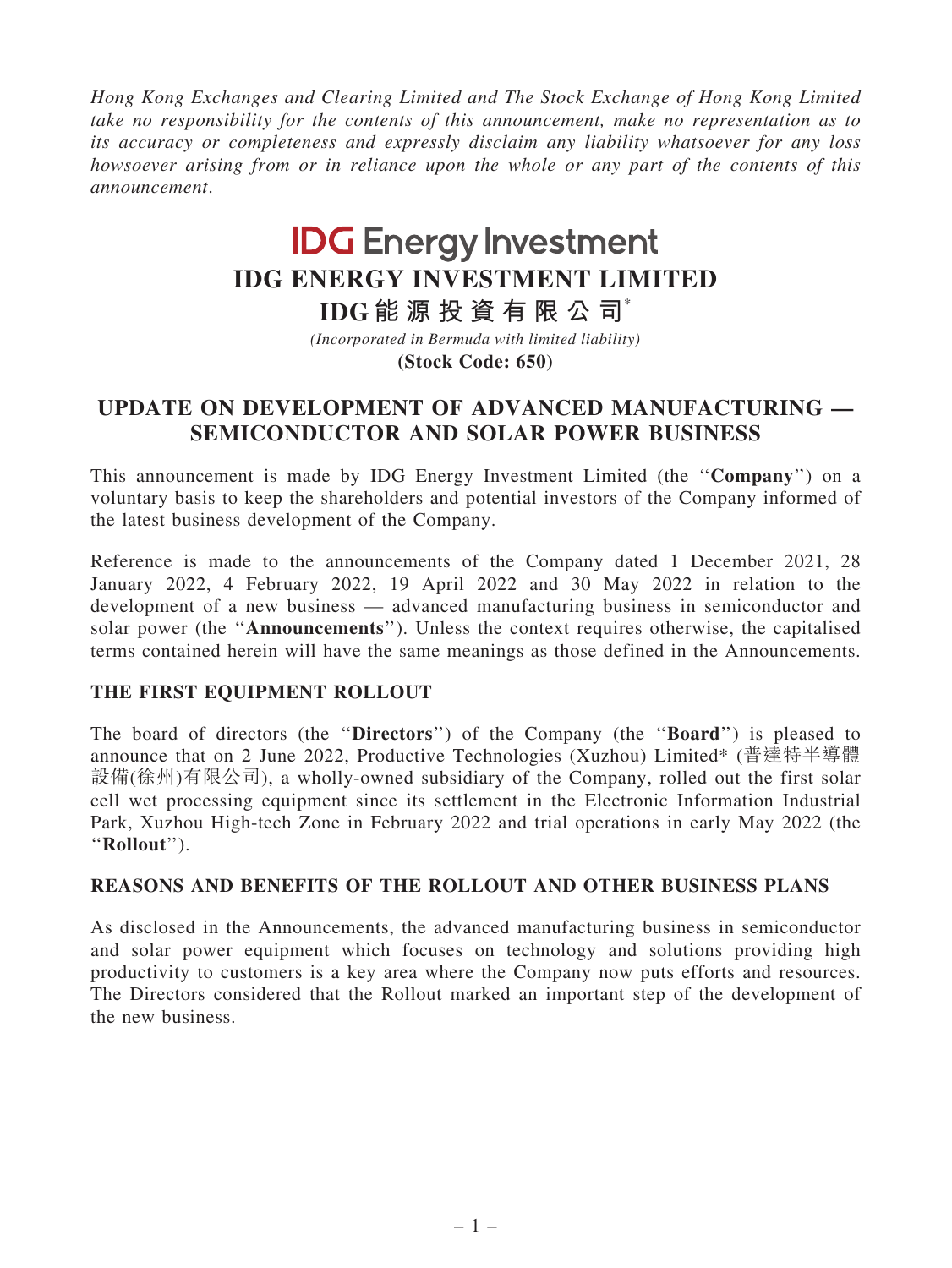*Hong Kong Exchanges and Clearing Limited and The Stock Exchange of Hong Kong Limited take no responsibility for the contents of this announcement, make no representation as to its accuracy or completeness and expressly disclaim any liability whatsoever for any loss howsoever arising from or in reliance upon the whole or any part of the contents of this announcement.*

# IDG Energy Investment

# IDG ENERGY INVESTMENT LIMITED

# IDG能源投資有限公司*

*(Incorporated in Bermuda with limited liability)*

**(Stock Code: 650)**

## UPDATE ON DEVELOPMENT OF ADVANCED MANUFACTURING — SEMICONDUCTOR AND SOLAR POWER BUSINESS

This announcement is made by IDG Energy Investment Limited (the "**Company**") on a voluntary basis to keep the shareholders and potential investors of the Company informed of the latest business development of the Company.

Reference is made to the announcements of the Company dated 1 December 2021, 28 January 2022, 4 February 2022, 19 April 2022 and 30 May 2022 in relation to the development of a new business — advanced manufacturing business in semiconductor and solar power (the "**Announcements**"). Unless the context requires otherwise, the capitalised terms contained herein will have the same meanings as those defined in the Announcements.

### THE FIRST EQUIPMENT ROLLOUT

The board of directors (the "**Directors**") of the Company (the "**Board**") is pleased to announce that on 2 June 2022, Productive Technologies (Xuzhou) Limited* (普達特半導體設備(徐州)有限公司), a wholly-owned subsidiary of the Company, rolled out the first solar cell wet processing equipment since its settlement in the Electronic Information Industrial Park, Xuzhou High-tech Zone in February 2022 and trial operations in early May 2022 (the "**Rollout**").

### REASONS AND BENEFITS OF THE ROLLOUT AND OTHER BUSINESS PLANS

As disclosed in the Announcements, the advanced manufacturing business in semiconductor and solar power equipment which focuses on technology and solutions providing high productivity to customers is a key area where the Company now puts efforts and resources. The Directors considered that the Rollout marked an important step of the development of the new business.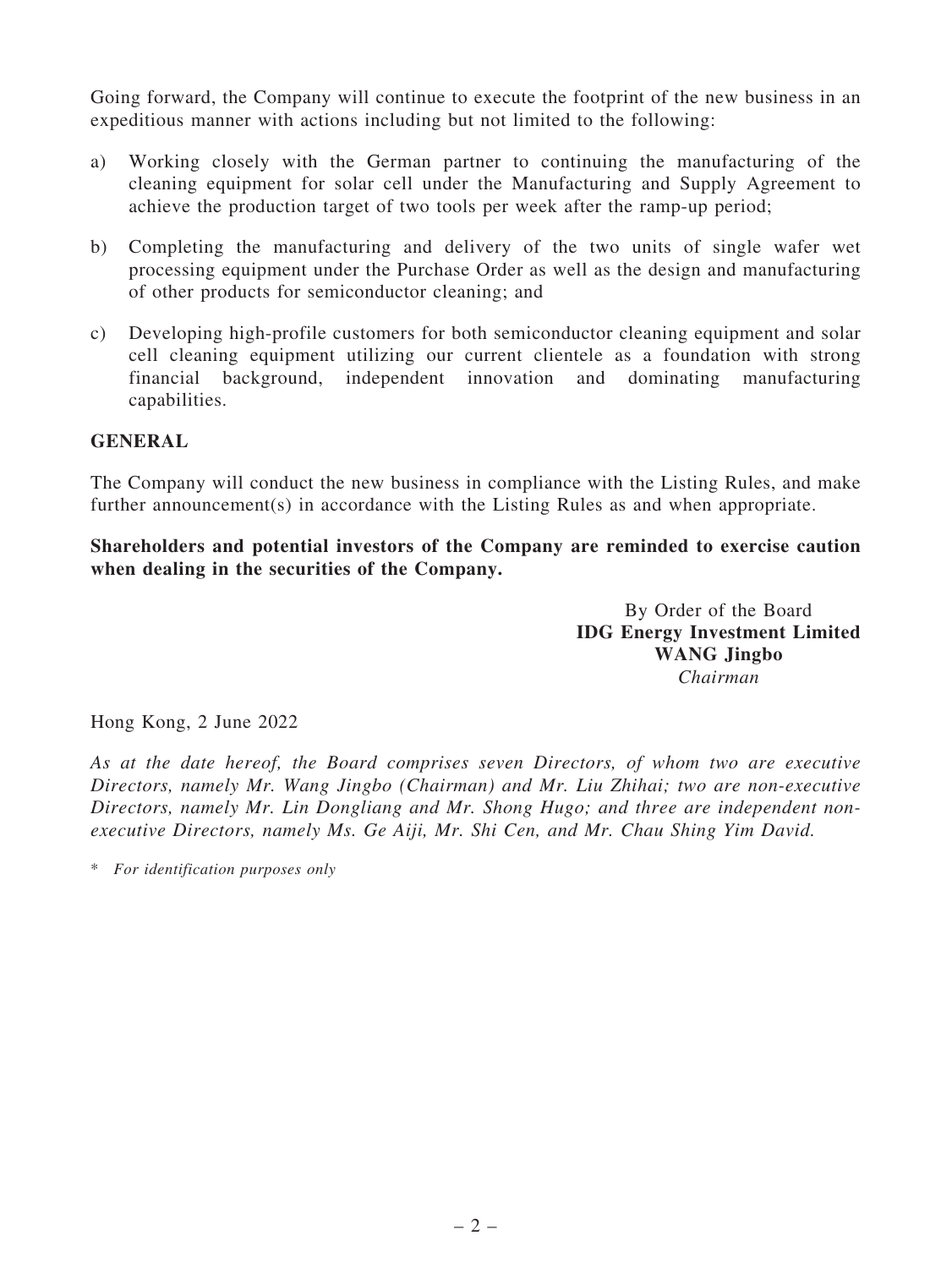Going forward, the Company will continue to execute the footprint of the new business in an expeditious manner with actions including but not limited to the following:

a) Working closely with the German partner to continuing the manufacturing of the cleaning equipment for solar cell under the Manufacturing and Supply Agreement to achieve the production target of two tools per week after the ramp-up period;

b) Completing the manufacturing and delivery of the two units of single wafer wet processing equipment under the Purchase Order as well as the design and manufacturing of other products for semiconductor cleaning; and

c) Developing high-profile customers for both semiconductor cleaning equipment and solar cell cleaning equipment utilizing our current clientele as a foundation with strong financial background, independent innovation and dominating manufacturing capabilities.

## GENERAL

The Company will conduct the new business in compliance with the Listing Rules, and make further announcement(s) in accordance with the Listing Rules as and when appropriate.

**Shareholders and potential investors of the Company are reminded to exercise caution when dealing in the securities of the Company.**

By Order of the Board
**IDG Energy Investment Limited**
**WANG Jingbo**
*Chairman*

Hong Kong, 2 June 2022

*As at the date hereof, the Board comprises seven Directors, of whom two are executive Directors, namely Mr. Wang Jingbo (Chairman) and Mr. Liu Zhihai; two are non-executive Directors, namely Mr. Lin Dongliang and Mr. Shong Hugo; and three are independent non-executive Directors, namely Ms. Ge Aiji, Mr. Shi Cen, and Mr. Chau Shing Yim David.*

\* *For identification purposes only*